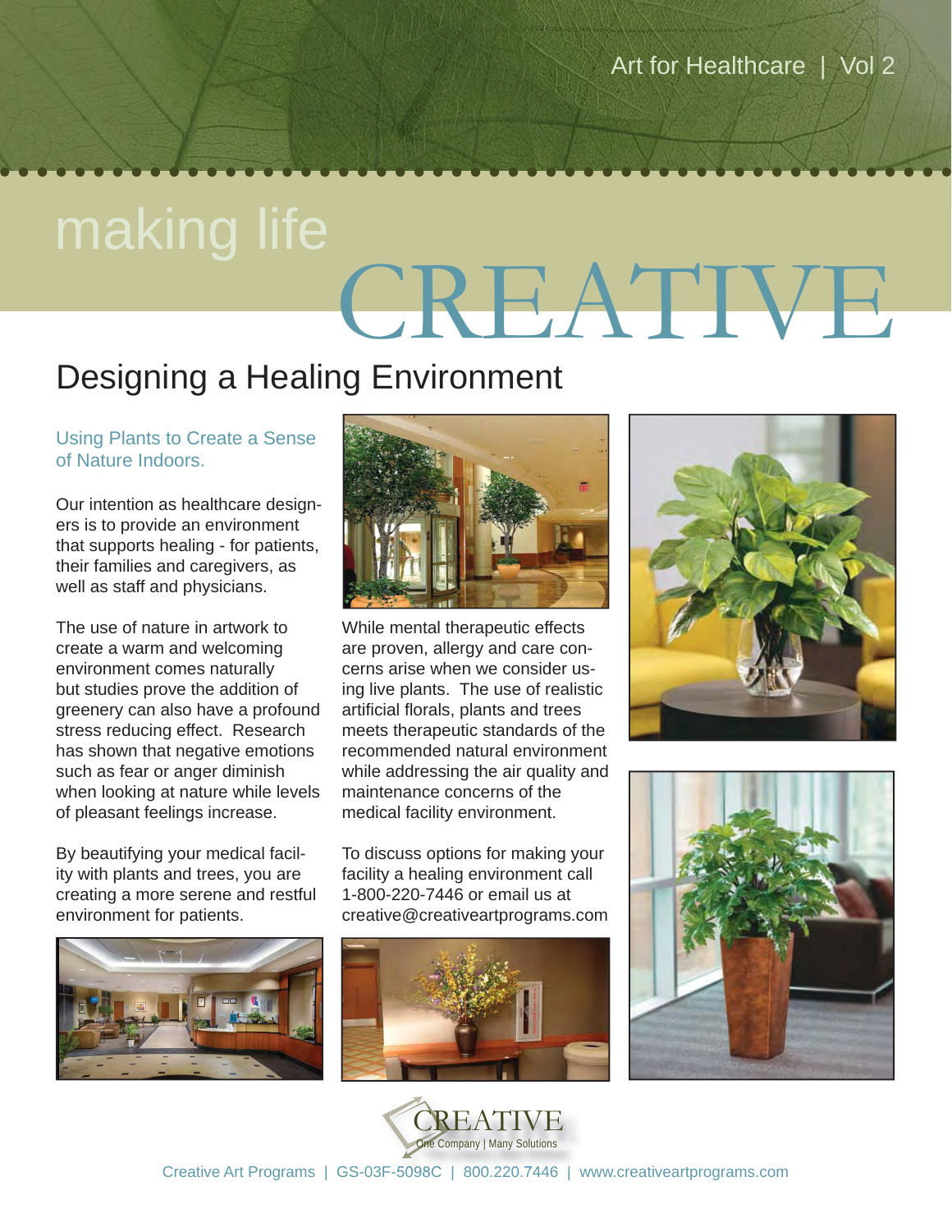Art for Healthcare | Vol 2

# making life CREATIVE

## Designing a Healing Environment

### Using Plants to Create a Sense of Nature Indoors.

Our intention as healthcare designers is to provide an environment that supports healing - for patients, their families and caregivers, as well as staff and physicians.

The use of nature in artwork to create a warm and welcoming environment comes naturally but studies prove the addition of greenery can also have a profound stress reducing effect. Research has shown that negative emotions such as fear or anger diminish when looking at nature while levels of pleasant feelings increase.

By beautifying your medical facility with plants and trees, you are creating a more serene and restful environment for patients.

While mental therapeutic effects are proven, allergy and care concerns arise when we consider using live plants. The use of realistic artificial florals, plants and trees meets therapeutic standards of the recommended natural environment while addressing the air quality and maintenance concerns of the medical facility environment.

To discuss options for making your facility a healing environment call 1-800-220-7446 or email us at creative@creativeartprograms.com

CREATIVE
One Company | Many Solutions

Creative Art Programs | GS-03F-5098C | 800.220.7446 | www.creativeartprograms.com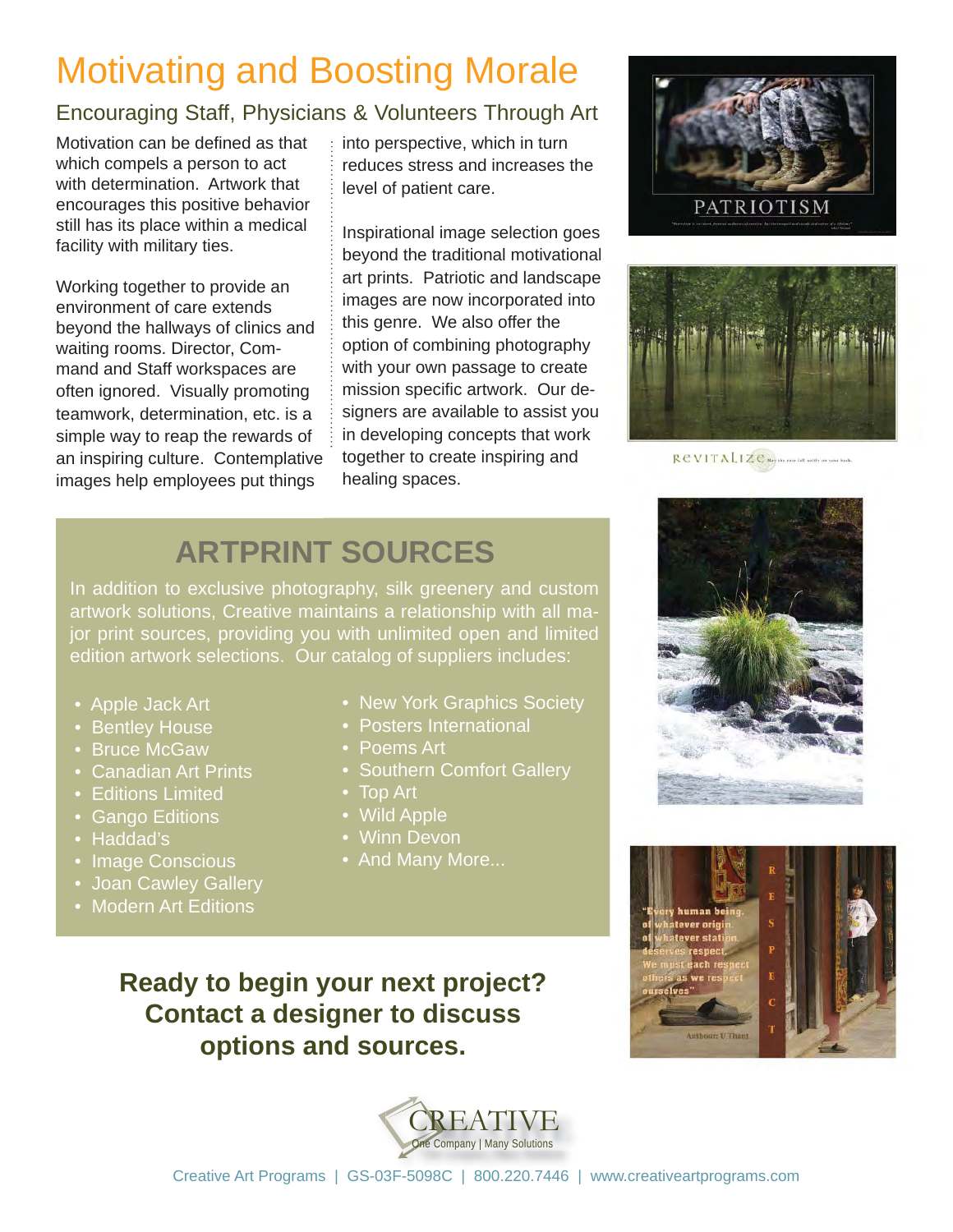# Motivating and Boosting Morale

## Encouraging Staff, Physicians & Volunteers Through Art

Motivation can be defined as that which compels a person to act with determination. Artwork that encourages this positive behavior still has its place within a medical facility with military ties.

Working together to provide an environment of care extends beyond the hallways of clinics and waiting rooms. Director, Command and Staff workspaces are often ignored. Visually promoting teamwork, determination, etc. is a simple way to reap the rewards of an inspiring culture. Contemplative images help employees put things into perspective, which in turn reduces stress and increases the level of patient care.

Inspirational image selection goes beyond the traditional motivational art prints. Patriotic and landscape images are now incorporated into this genre. We also offer the option of combining photography with your own passage to create mission specific artwork. Our designers are available to assist you in developing concepts that work together to create inspiring and healing spaces.

## ARTPRINT SOURCES

In addition to exclusive photography, silk greenery and custom artwork solutions, Creative maintains a relationship with all major print sources, providing you with unlimited open and limited edition artwork selections. Our catalog of suppliers includes:

- Apple Jack Art
- Bentley House
- Bruce McGaw
- Canadian Art Prints
- Editions Limited
- Gango Editions
- Haddad's
- Image Conscious
- Joan Cawley Gallery
- Modern Art Editions
- New York Graphics Society
- Posters International
- Poems Art
- Southern Comfort Gallery
- Top Art
- Wild Apple
- Winn Devon
- And Many More...

**Ready to begin your next project? Contact a designer to discuss options and sources.**

CREATIVE
One Company | Many Solutions

Creative Art Programs | GS-03F-5098C | 800.220.7446 | www.creativeartprograms.com